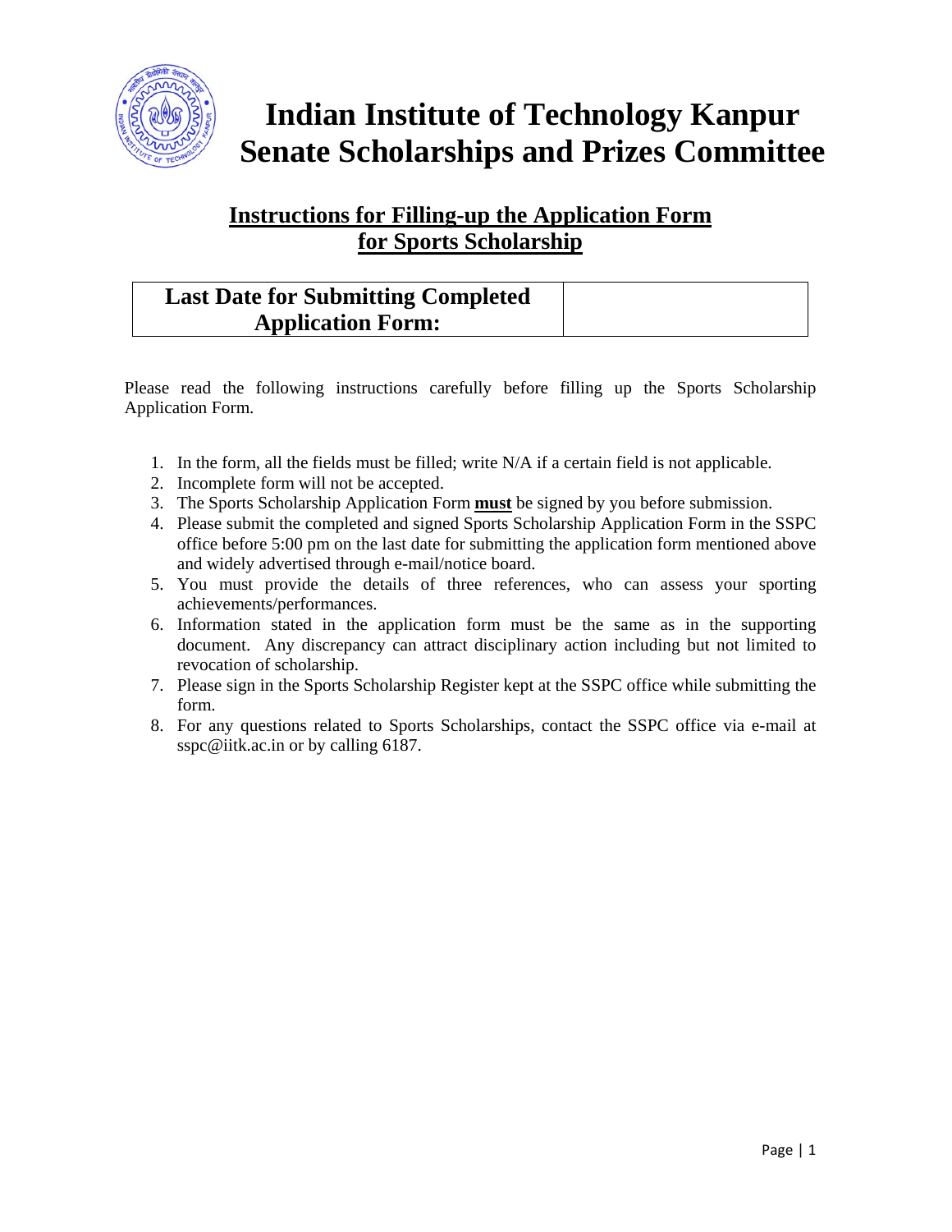# Indian Institute of Technology Kanpur
# Senate Scholarships and Prizes Committee

## Instructions for Filling-up the Application Form for Sports Scholarship

| **Last Date for Submitting Completed Application Form:** | |
|---|---|

Please read the following instructions carefully before filling up the Sports Scholarship Application Form.

1. In the form, all the fields must be filled; write N/A if a certain field is not applicable.
2. Incomplete form will not be accepted.
3. The Sports Scholarship Application Form **must** be signed by you before submission.
4. Please submit the completed and signed Sports Scholarship Application Form in the SSPC office before 5:00 pm on the last date for submitting the application form mentioned above and widely advertised through e-mail/notice board.
5. You must provide the details of three references, who can assess your sporting achievements/performances.
6. Information stated in the application form must be the same as in the supporting document. Any discrepancy can attract disciplinary action including but not limited to revocation of scholarship.
7. Please sign in the Sports Scholarship Register kept at the SSPC office while submitting the form.
8. For any questions related to Sports Scholarships, contact the SSPC office via e-mail at sspc@iitk.ac.in or by calling 6187.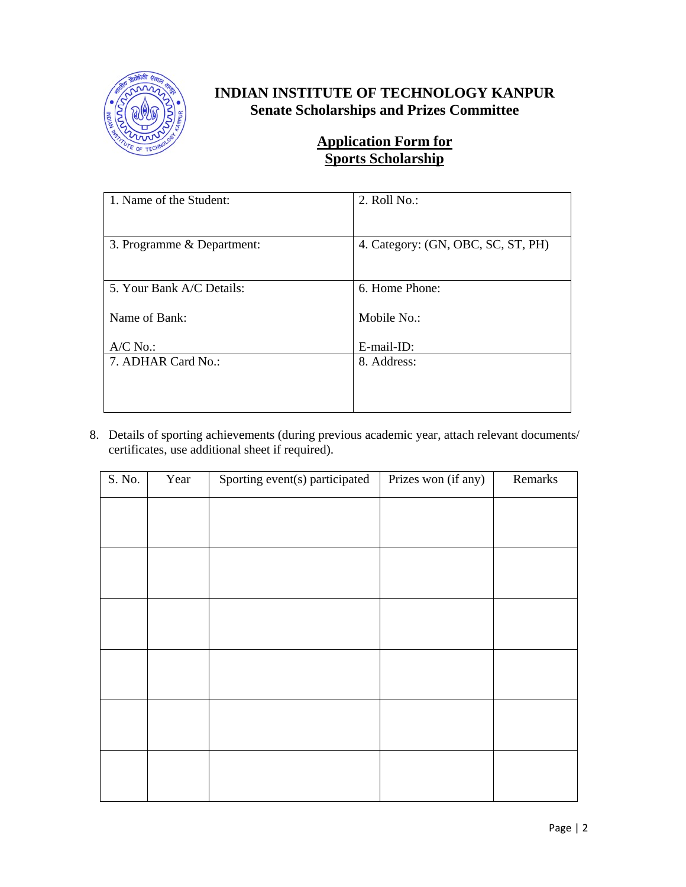# INDIAN INSTITUTE OF TECHNOLOGY KANPUR

## Senate Scholarships and Prizes Committee

## Application Form for Sports Scholarship

| 1. Name of the Student: | 2. Roll No.: |
|---|---|
| 3. Programme & Department: | 4. Category: (GN, OBC, SC, ST, PH) |
| 5. Your Bank A/C Details:<br><br>Name of Bank:<br><br>A/C No.: | 6. Home Phone:<br><br>Mobile No.:<br><br>E-mail-ID: |
| 7. ADHAR Card No.: | 8. Address: |

8. Details of sporting achievements (during previous academic year, attach relevant documents/ certificates, use additional sheet if required).

| S. No. | Year | Sporting event(s) participated | Prizes won (if any) | Remarks |
|---|---|---|---|---|
| | | | | |
| | | | | |
| | | | | |
| | | | | |
| | | | | |
| | | | | |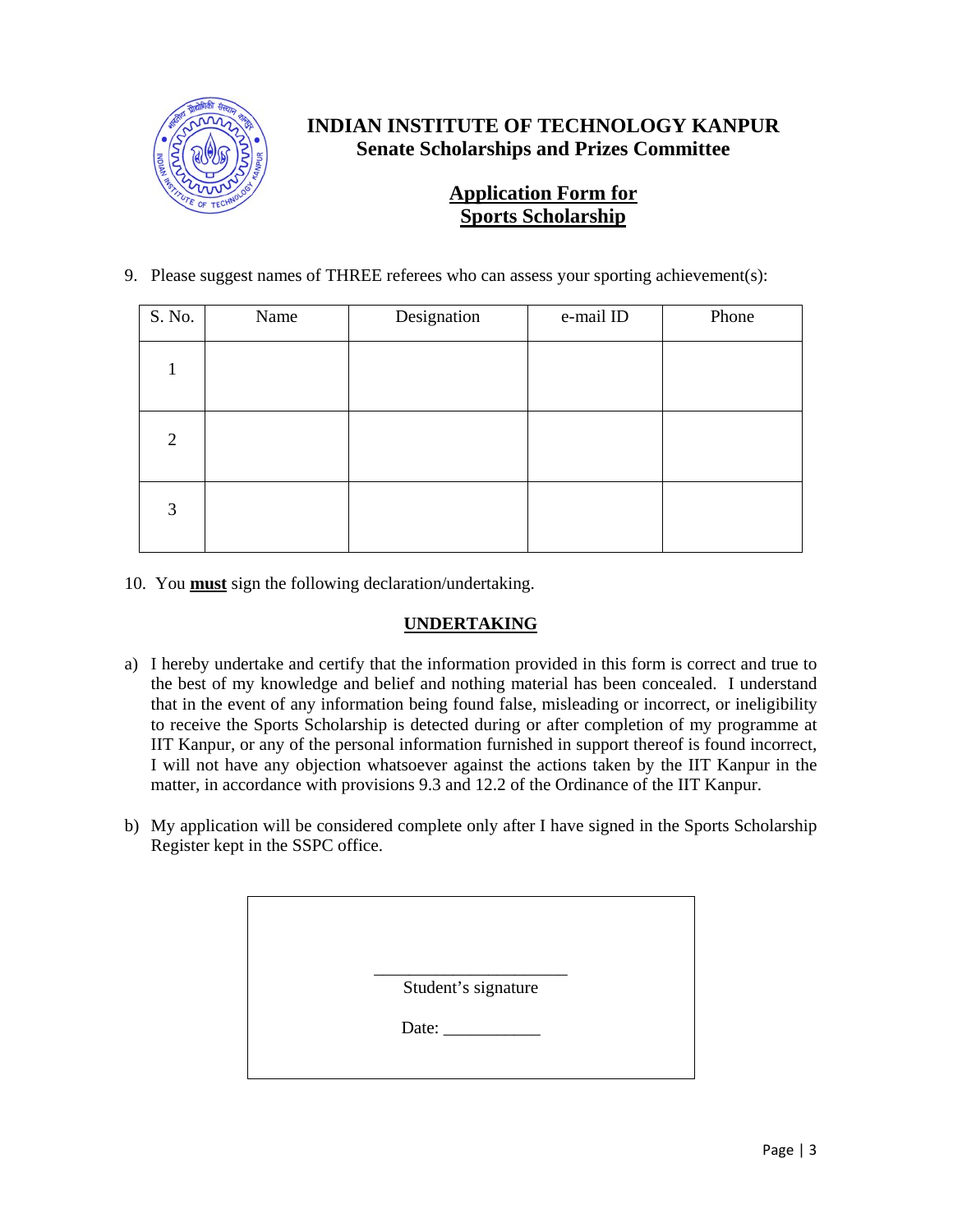# INDIAN INSTITUTE OF TECHNOLOGY KANPUR
## Senate Scholarships and Prizes Committee

## Application Form for Sports Scholarship

9. Please suggest names of THREE referees who can assess your sporting achievement(s):

| S. No. | Name | Designation | e-mail ID | Phone |
|---|---|---|---|---|
| 1 | | | | |
| 2 | | | | |
| 3 | | | | |

10. You **must** sign the following declaration/undertaking.

**UNDERTAKING**

a) I hereby undertake and certify that the information provided in this form is correct and true to the best of my knowledge and belief and nothing material has been concealed. I understand that in the event of any information being found false, misleading or incorrect, or ineligibility to receive the Sports Scholarship is detected during or after completion of my programme at IIT Kanpur, or any of the personal information furnished in support thereof is found incorrect, I will not have any objection whatsoever against the actions taken by the IIT Kanpur in the matter, in accordance with provisions 9.3 and 12.2 of the Ordinance of the IIT Kanpur.

b) My application will be considered complete only after I have signed in the Sports Scholarship Register kept in the SSPC office.

______________________
Student's signature

Date: ___________